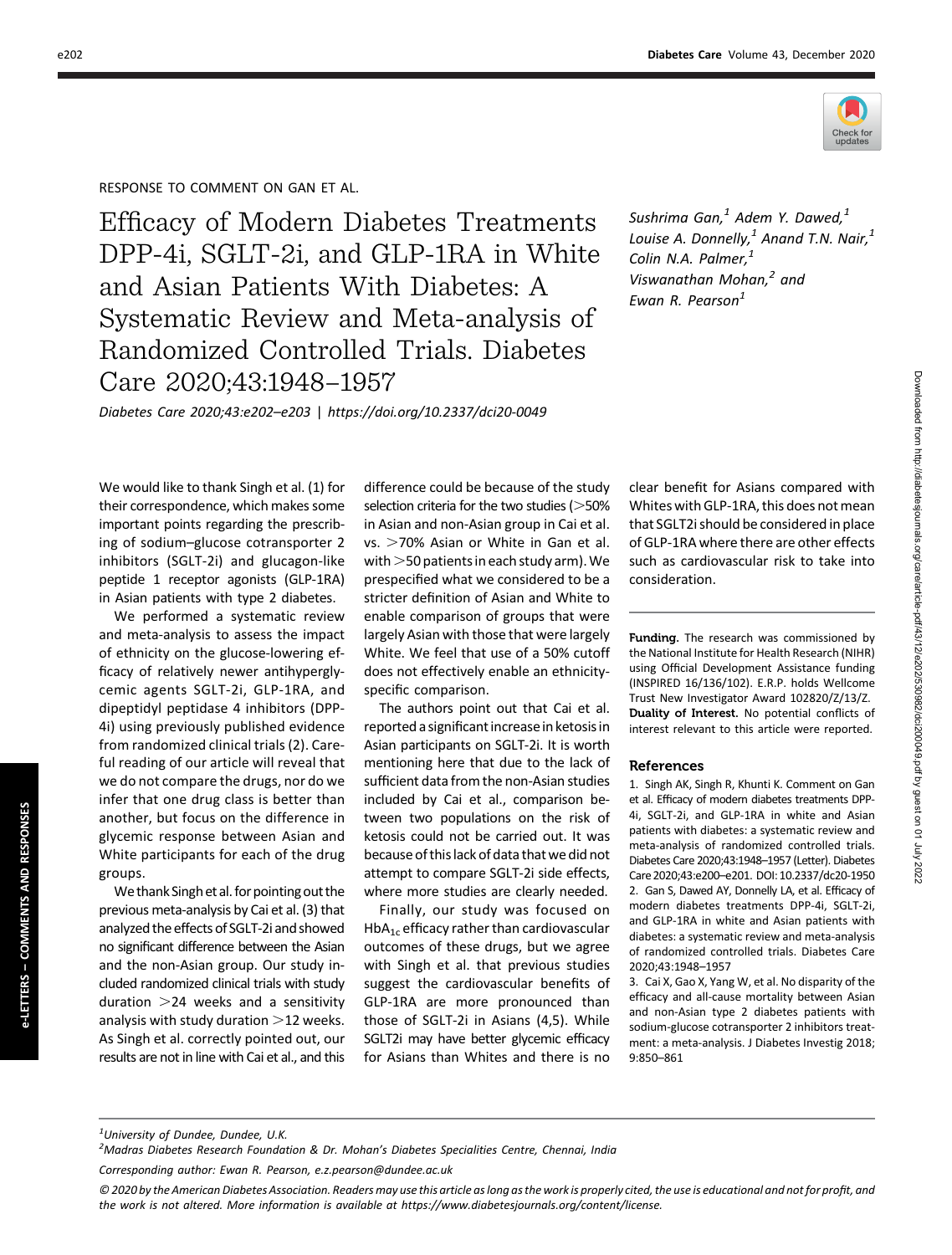RESPONSE TO COMMENT ON GAN ET AL.

# Efficacy of Modern Diabetes Treatments DPP-4i, SGLT-2i, and GLP-1RA in White and Asian Patients With Diabetes: A Systematic Review and Meta-analysis of Randomized Controlled Trials. Diabetes Care 2020;43:1948–1957

*Diabetes Care 2020;43:e202–e203 | https://doi.org/10.2337/dci20-0049*

*Sushrima Gan,[1] Adem Y. Dawed,[1] Louise A. Donnelly,[1] Anand T.N. Nair,[1] Colin N.A. Palmer,[1] Viswanathan Mohan,[2] and Ewan R. Pearson[1]*

We would like to thank Singh et al. (1) for their correspondence, which makes some important points regarding the prescribing of sodium–glucose cotransporter 2 inhibitors (SGLT-2i) and glucagon-like peptide 1 receptor agonists (GLP-1RA) in Asian patients with type 2 diabetes.

We performed a systematic review and meta-analysis to assess the impact of ethnicity on the glucose-lowering efficacy of relatively newer antihyperglycemic agents SGLT-2i, GLP-1RA, and dipeptidyl peptidase 4 inhibitors (DPP-4i) using previously published evidence from randomized clinical trials (2). Careful reading of our article will reveal that we do not compare the drugs, nor do we infer that one drug class is better than another, but focus on the difference in glycemic response between Asian and White participants for each of the drug groups.

We thank Singh et al. for pointing out the previous meta-analysis by Cai et al. (3) that analyzed the effects of SGLT-2i and showed no significant difference between the Asian and the non-Asian group. Our study included randomized clinical trials with study duration >24 weeks and a sensitivity analysis with study duration >12 weeks. As Singh et al. correctly pointed out, our results are not in line with Cai et al., and this difference could be because of the study selection criteria for the two studies (>50% in Asian and non-Asian group in Cai et al. vs. >70% Asian or White in Gan et al. with >50 patients in each study arm). We prespecified what we considered to be a stricter definition of Asian and White to enable comparison of groups that were largely Asian with those that were largely White. We feel that use of a 50% cutoff does not effectively enable an ethnicity-specific comparison.

The authors point out that Cai et al. reported a significant increase in ketosis in Asian participants on SGLT-2i. It is worth mentioning here that due to the lack of sufficient data from the non-Asian studies included by Cai et al., comparison between two populations on the risk of ketosis could not be carried out. It was because of this lack of data that we did not attempt to compare SGLT-2i side effects, where more studies are clearly needed.

Finally, our study was focused on $HbA_{1c}$ efficacy rather than cardiovascular outcomes of these drugs, but we agree with Singh et al. that previous studies suggest the cardiovascular benefits of GLP-1RA are more pronounced than those of SGLT-2i in Asians (4,5). While SGLT2i may have better glycemic efficacy for Asians than Whites and there is no clear benefit for Asians compared with Whites with GLP-1RA, this does not mean that SGLT2i should be considered in place of GLP-1RA where there are other effects such as cardiovascular risk to take into consideration.

**Funding.** The research was commissioned by the National Institute for Health Research (NIHR) using Official Development Assistance funding (INSPIRED 16/136/102). E.R.P. holds Wellcome Trust New Investigator Award 102820/Z/13/Z.

**Duality of Interest.** No potential conflicts of interest relevant to this article were reported.

## References

1. Singh AK, Singh R, Khunti K. Comment on Gan et al. Efficacy of modern diabetes treatments DPP-4i, SGLT-2i, and GLP-1RA in white and Asian patients with diabetes: a systematic review and meta-analysis of randomized controlled trials. Diabetes Care 2020;43:1948–1957 (Letter). Diabetes Care 2020;43:e200–e201. DOI: 10.2337/dc20-1950
2. Gan S, Dawed AY, Donnelly LA, et al. Efficacy of modern diabetes treatments DPP-4i, SGLT-2i, and GLP-1RA in white and Asian patients with diabetes: a systematic review and meta-analysis of randomized controlled trials. Diabetes Care 2020;43:1948–1957
3. Cai X, Gao X, Yang W, et al. No disparity of the efficacy and all-cause mortality between Asian and non-Asian type 2 diabetes patients with sodium-glucose cotransporter 2 inhibitors treatment: a meta-analysis. J Diabetes Investig 2018; 9:850–861

[1]University of Dundee, Dundee, U.K.
[2]Madras Diabetes Research Foundation & Dr. Mohan's Diabetes Specialities Centre, Chennai, India

Corresponding author: Ewan R. Pearson, e.z.pearson@dundee.ac.uk

© 2020 by the American Diabetes Association. Readers may use this article as long as the work is properly cited, the use is educational and not for profit, and the work is not altered. More information is available at https://www.diabetesjournals.org/content/license.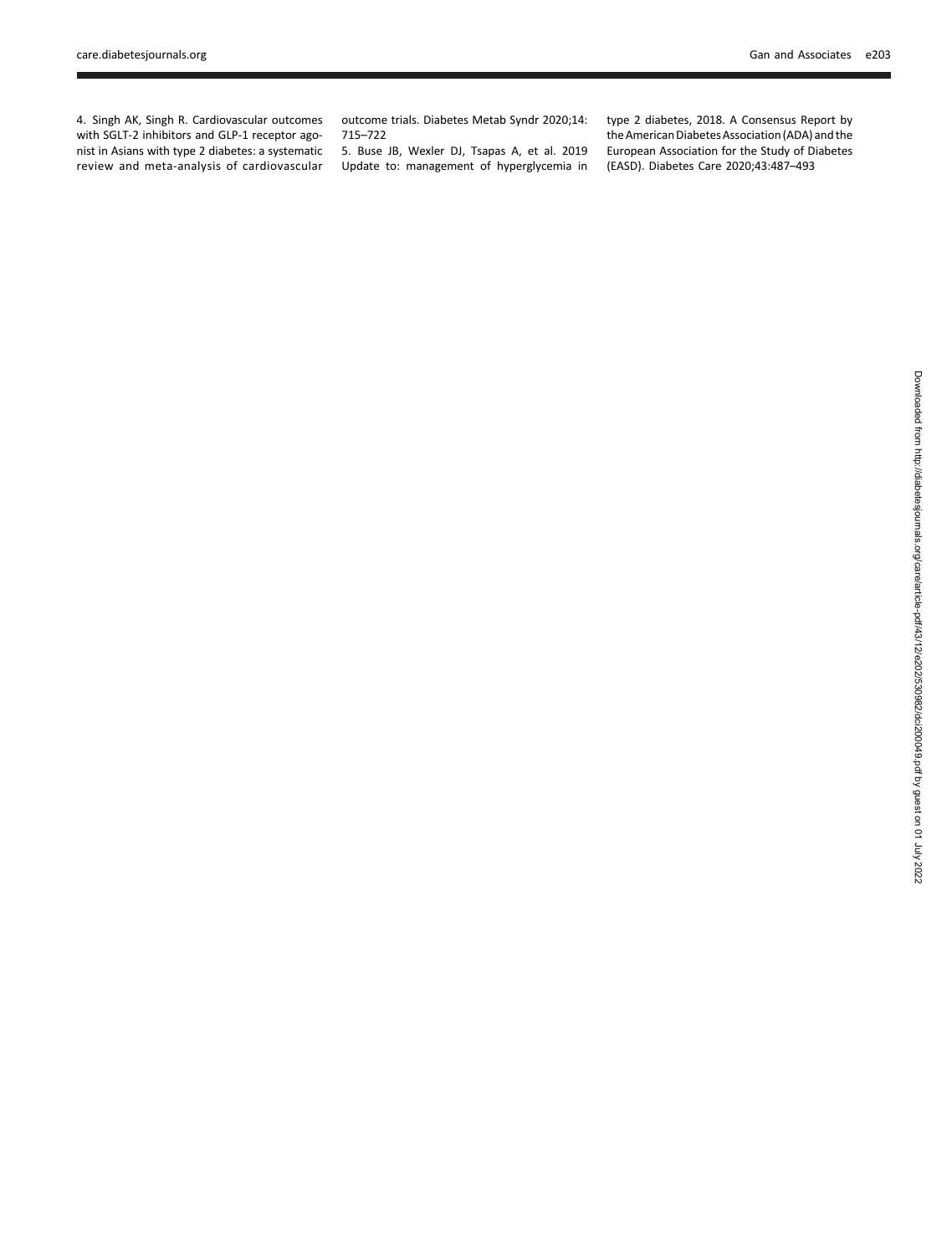4. Singh AK, Singh R. Cardiovascular outcomes with SGLT-2 inhibitors and GLP-1 receptor agonist in Asians with type 2 diabetes: a systematic review and meta-analysis of cardiovascular outcome trials. Diabetes Metab Syndr 2020;14: 715–722

5. Buse JB, Wexler DJ, Tsapas A, et al. 2019 Update to: management of hyperglycemia in type 2 diabetes, 2018. A Consensus Report by the American Diabetes Association (ADA) and the European Association for the Study of Diabetes (EASD). Diabetes Care 2020;43:487–493